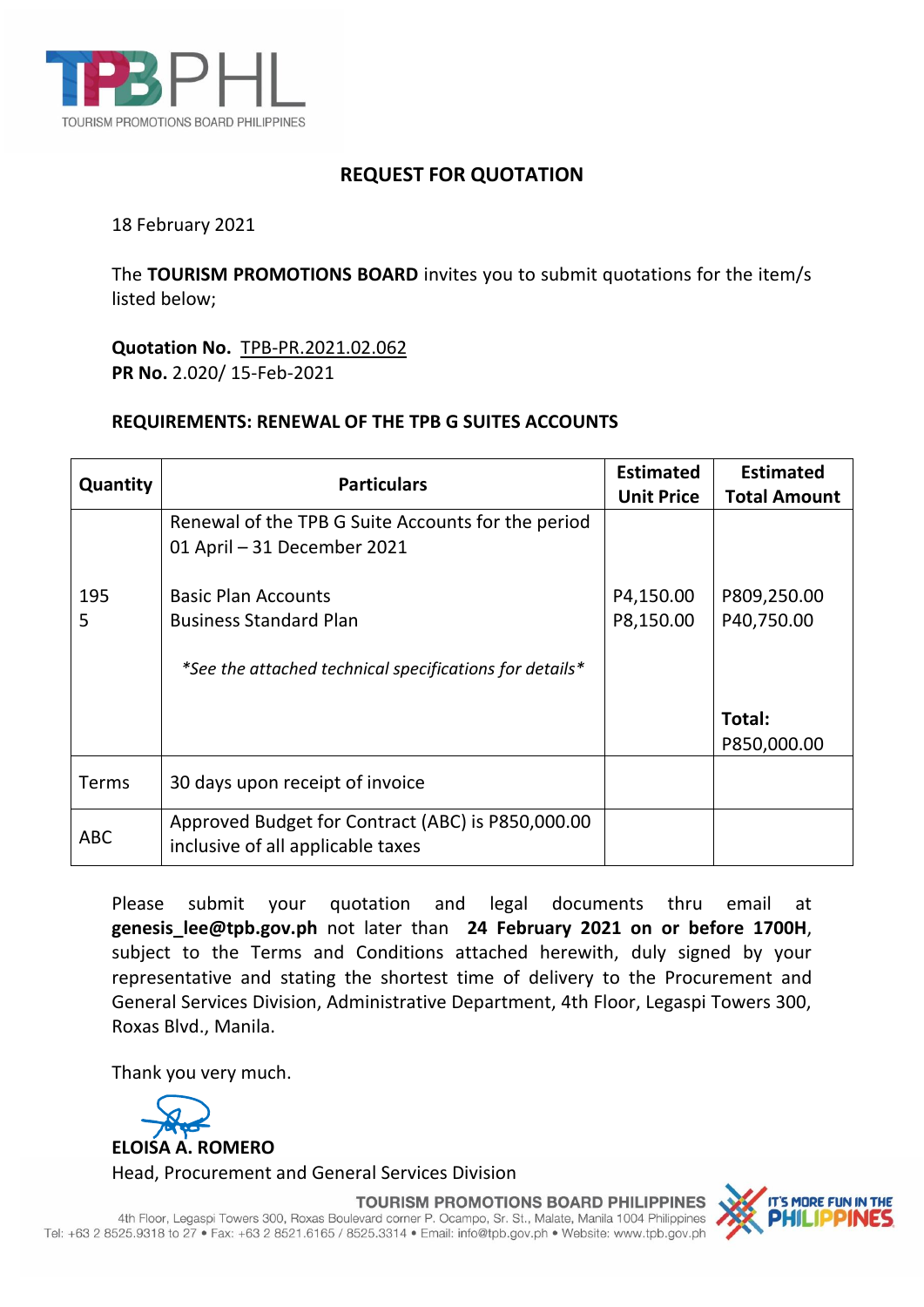TPBPHL
TOURISM PROMOTIONS BOARD PHILIPPINES

## REQUEST FOR QUOTATION

18 February 2021

The **TOURISM PROMOTIONS BOARD** invites you to submit quotations for the item/s listed below;

**Quotation No.** TPB-PR.2021.02.062
**PR No.** 2.020/ 15-Feb-2021

**REQUIREMENTS: RENEWAL OF THE TPB G SUITES ACCOUNTS**

| Quantity | Particulars | Estimated Unit Price | Estimated Total Amount |
|---|---|---|---|
| | Renewal of the TPB G Suite Accounts for the period 01 April – 31 December 2021 | | |
| 195 | Basic Plan Accounts | P4,150.00 | P809,250.00 |
| 5 | Business Standard Plan | P8,150.00 | P40,750.00 |
| | *\*See the attached technical specifications for details\** | | |
| | | | **Total:** P850,000.00 |
| Terms | 30 days upon receipt of invoice | | |
| ABC | Approved Budget for Contract (ABC) is P850,000.00 inclusive of all applicable taxes | | |

Please submit your quotation and legal documents thru email at **genesis_lee@tpb.gov.ph** not later than **24 February 2021 on or before 1700H**, subject to the Terms and Conditions attached herewith, duly signed by your representative and stating the shortest time of delivery to the Procurement and General Services Division, Administrative Department, 4th Floor, Legaspi Towers 300, Roxas Blvd., Manila.

Thank you very much.

**ELOISA A. ROMERO**
Head, Procurement and General Services Division

TOURISM PROMOTIONS BOARD PHILIPPINES
4th Floor, Legaspi Towers 300, Roxas Boulevard corner P. Ocampo, Sr. St., Malate, Manila 1004 Philippines
Tel: +63 2 8525.9318 to 27 • Fax: +63 2 8521.6165 / 8525.3314 • Email: info@tpb.gov.ph • Website: www.tpb.gov.ph

IT'S MORE FUN IN THE PHILIPPINES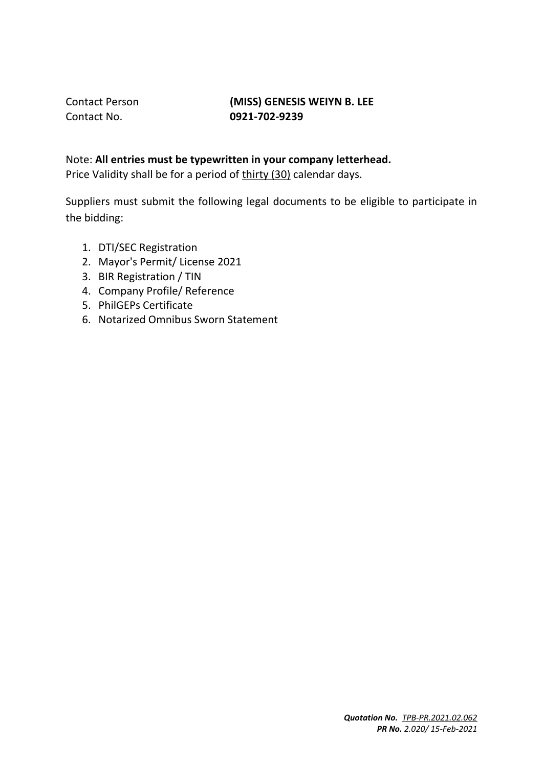| | |
|---|---|
| Contact Person | **(MISS) GENESIS WEIYN B. LEE** |
| Contact No. | **0921-702-9239** |

Note: **All entries must be typewritten in your company letterhead.**
Price Validity shall be for a period of thirty (30) calendar days.

Suppliers must submit the following legal documents to be eligible to participate in the bidding:

1. DTI/SEC Registration
2. Mayor's Permit/ License 2021
3. BIR Registration / TIN
4. Company Profile/ Reference
5. PhilGEPs Certificate
6. Notarized Omnibus Sworn Statement

***Quotation No.*** *TPB-PR.2021.02.062*
***PR No.*** *2.020/ 15-Feb-2021*